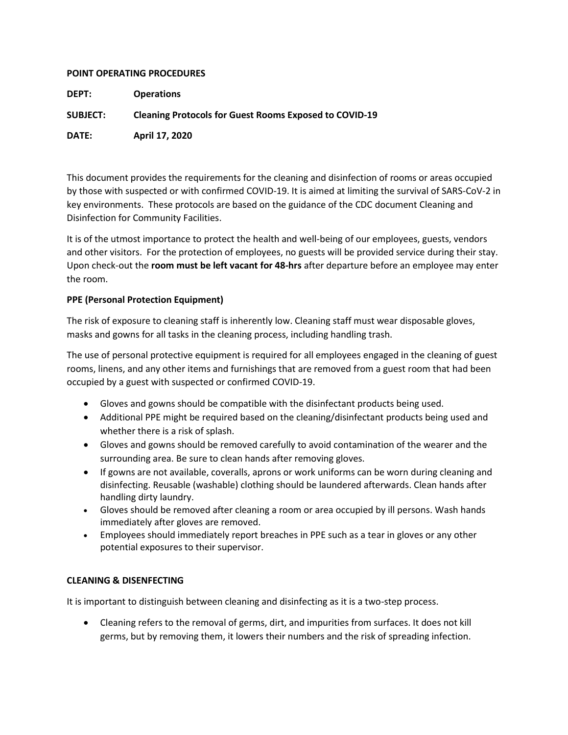**POINT OPERATING PROCEDURES**

**DEPT:** **Operations**

**SUBJECT:** **Cleaning Protocols for Guest Rooms Exposed to COVID-19**

**DATE:** **April 17, 2020**

This document provides the requirements for the cleaning and disinfection of rooms or areas occupied by those with suspected or with confirmed COVID-19. It is aimed at limiting the survival of SARS-CoV-2 in key environments. These protocols are based on the guidance of the CDC document Cleaning and Disinfection for Community Facilities.

It is of the utmost importance to protect the health and well-being of our employees, guests, vendors and other visitors. For the protection of employees, no guests will be provided service during their stay. Upon check-out the **room must be left vacant for 48-hrs** after departure before an employee may enter the room.

**PPE (Personal Protection Equipment)**

The risk of exposure to cleaning staff is inherently low. Cleaning staff must wear disposable gloves, masks and gowns for all tasks in the cleaning process, including handling trash.

The use of personal protective equipment is required for all employees engaged in the cleaning of guest rooms, linens, and any other items and furnishings that are removed from a guest room that had been occupied by a guest with suspected or confirmed COVID-19.

- Gloves and gowns should be compatible with the disinfectant products being used.
- Additional PPE might be required based on the cleaning/disinfectant products being used and whether there is a risk of splash.
- Gloves and gowns should be removed carefully to avoid contamination of the wearer and the surrounding area. Be sure to clean hands after removing gloves.
- If gowns are not available, coveralls, aprons or work uniforms can be worn during cleaning and disinfecting. Reusable (washable) clothing should be laundered afterwards. Clean hands after handling dirty laundry.
- Gloves should be removed after cleaning a room or area occupied by ill persons. Wash hands immediately after gloves are removed.
- Employees should immediately report breaches in PPE such as a tear in gloves or any other potential exposures to their supervisor.

**CLEANING & DISINFECTING**

It is important to distinguish between cleaning and disinfecting as it is a two-step process.

- Cleaning refers to the removal of germs, dirt, and impurities from surfaces. It does not kill germs, but by removing them, it lowers their numbers and the risk of spreading infection.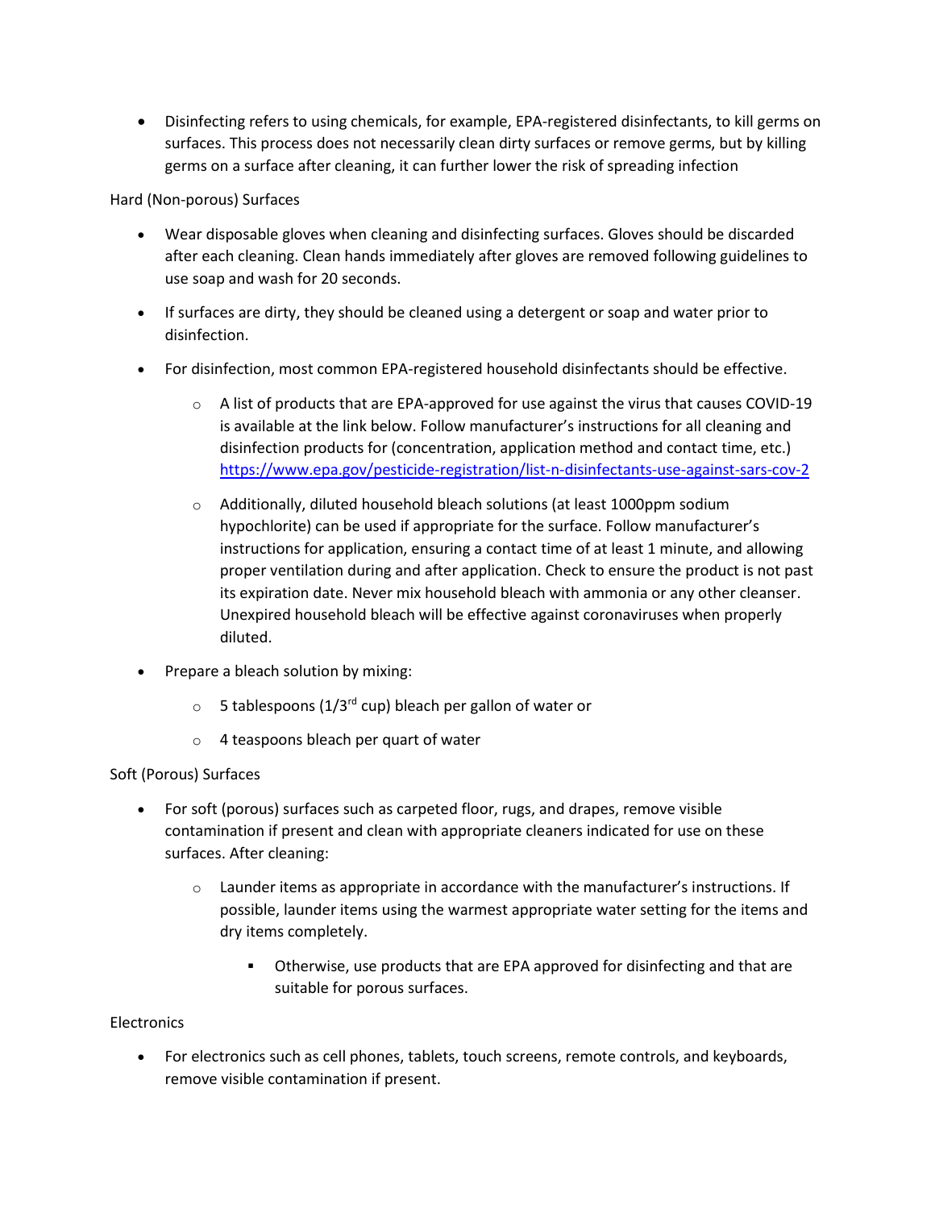- Disinfecting refers to using chemicals, for example, EPA-registered disinfectants, to kill germs on surfaces. This process does not necessarily clean dirty surfaces or remove germs, but by killing germs on a surface after cleaning, it can further lower the risk of spreading infection

Hard (Non-porous) Surfaces

- Wear disposable gloves when cleaning and disinfecting surfaces. Gloves should be discarded after each cleaning. Clean hands immediately after gloves are removed following guidelines to use soap and wash for 20 seconds.
- If surfaces are dirty, they should be cleaned using a detergent or soap and water prior to disinfection.
- For disinfection, most common EPA-registered household disinfectants should be effective.
    - A list of products that are EPA-approved for use against the virus that causes COVID-19 is available at the link below. Follow manufacturer's instructions for all cleaning and disinfection products for (concentration, application method and contact time, etc.) https://www.epa.gov/pesticide-registration/list-n-disinfectants-use-against-sars-cov-2
    - Additionally, diluted household bleach solutions (at least 1000ppm sodium hypochlorite) can be used if appropriate for the surface. Follow manufacturer's instructions for application, ensuring a contact time of at least 1 minute, and allowing proper ventilation during and after application. Check to ensure the product is not past its expiration date. Never mix household bleach with ammonia or any other cleanser. Unexpired household bleach will be effective against coronaviruses when properly diluted.
- Prepare a bleach solution by mixing:
    - 5 tablespoons (1/3rd cup) bleach per gallon of water or
    - 4 teaspoons bleach per quart of water

Soft (Porous) Surfaces

- For soft (porous) surfaces such as carpeted floor, rugs, and drapes, remove visible contamination if present and clean with appropriate cleaners indicated for use on these surfaces. After cleaning:
    - Launder items as appropriate in accordance with the manufacturer's instructions. If possible, launder items using the warmest appropriate water setting for the items and dry items completely.
        - Otherwise, use products that are EPA approved for disinfecting and that are suitable for porous surfaces.

Electronics

- For electronics such as cell phones, tablets, touch screens, remote controls, and keyboards, remove visible contamination if present.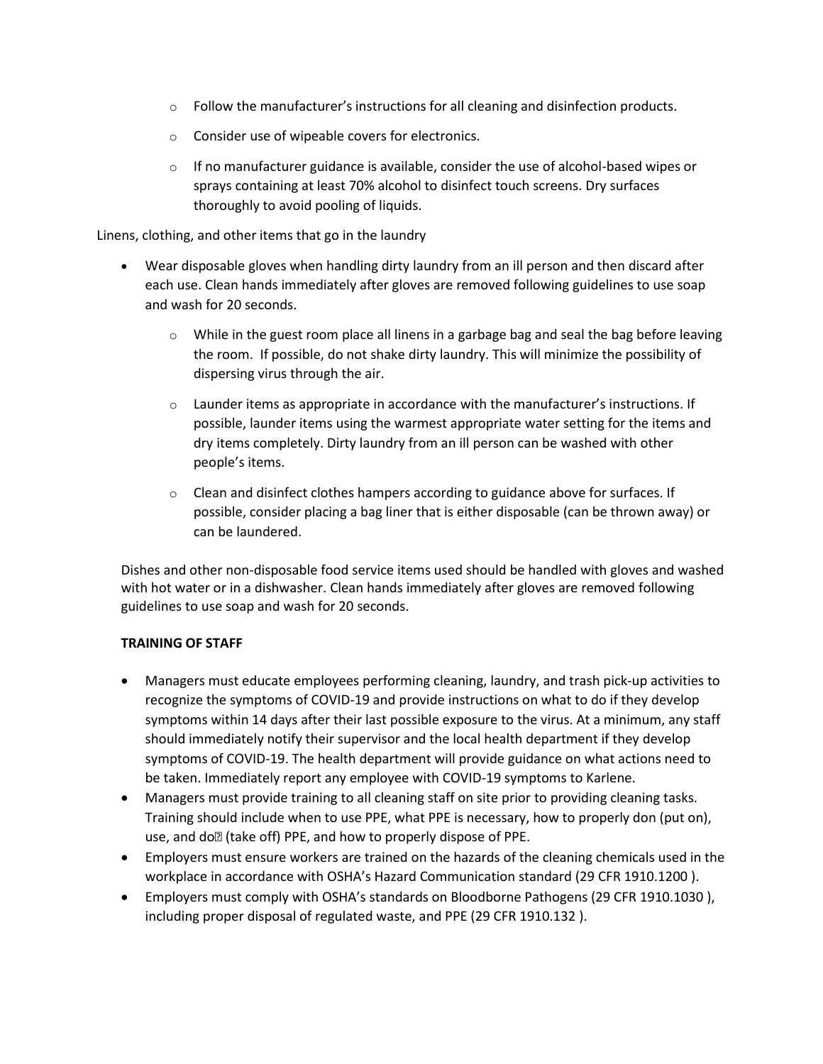- Follow the manufacturer's instructions for all cleaning and disinfection products.
  - Consider use of wipeable covers for electronics.
  - If no manufacturer guidance is available, consider the use of alcohol-based wipes or sprays containing at least 70% alcohol to disinfect touch screens. Dry surfaces thoroughly to avoid pooling of liquids.

Linens, clothing, and other items that go in the laundry

- Wear disposable gloves when handling dirty laundry from an ill person and then discard after each use. Clean hands immediately after gloves are removed following guidelines to use soap and wash for 20 seconds.
  - While in the guest room place all linens in a garbage bag and seal the bag before leaving the room. If possible, do not shake dirty laundry. This will minimize the possibility of dispersing virus through the air.
  - Launder items as appropriate in accordance with the manufacturer's instructions. If possible, launder items using the warmest appropriate water setting for the items and dry items completely. Dirty laundry from an ill person can be washed with other people's items.
  - Clean and disinfect clothes hampers according to guidance above for surfaces. If possible, consider placing a bag liner that is either disposable (can be thrown away) or can be laundered.

Dishes and other non-disposable food service items used should be handled with gloves and washed with hot water or in a dishwasher. Clean hands immediately after gloves are removed following guidelines to use soap and wash for 20 seconds.

**TRAINING OF STAFF**

- Managers must educate employees performing cleaning, laundry, and trash pick-up activities to recognize the symptoms of COVID-19 and provide instructions on what to do if they develop symptoms within 14 days after their last possible exposure to the virus. At a minimum, any staff should immediately notify their supervisor and the local health department if they develop symptoms of COVID-19. The health department will provide guidance on what actions need to be taken. Immediately report any employee with COVID-19 symptoms to Karlene.
- Managers must provide training to all cleaning staff on site prior to providing cleaning tasks. Training should include when to use PPE, what PPE is necessary, how to properly don (put on), use, and do� (take off) PPE, and how to properly dispose of PPE.
- Employers must ensure workers are trained on the hazards of the cleaning chemicals used in the workplace in accordance with OSHA's Hazard Communication standard (29 CFR 1910.1200 ).
- Employers must comply with OSHA's standards on Bloodborne Pathogens (29 CFR 1910.1030 ), including proper disposal of regulated waste, and PPE (29 CFR 1910.132 ).